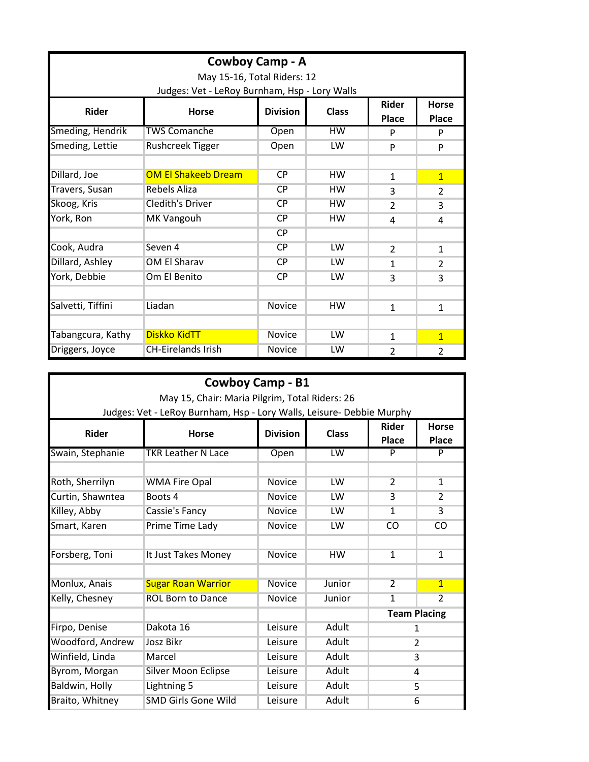## Cowboy Camp - A

May 15-16, Total Riders: 12

Judges: Vet - LeRoy Burnham, Hsp - Lory Walls

| Rider | Horse | Division | Class | Rider Place | Horse Place |
|---|---|---|---|---|---|
| Smeding, Hendrik | TWS Comanche | Open | HW | P | P |
| Smeding, Lettie | Rushcreek Tigger | Open | LW | P | P |
| | | | | | |
| Dillard, Joe | OM El Shakeeb Dream | CP | HW | 1 | 1 |
| Travers, Susan | Rebels Aliza | CP | HW | 3 | 2 |
| Skoog, Kris | Cledith's Driver | CP | HW | 2 | 3 |
| York, Ron | MK Vangouh | CP | HW | 4 | 4 |
| | | CP | | | |
| Cook, Audra | Seven 4 | CP | LW | 2 | 1 |
| Dillard, Ashley | OM El Sharav | CP | LW | 1 | 2 |
| York, Debbie | Om El Benito | CP | LW | 3 | 3 |
| | | | | | |
| Salvetti, Tiffini | Liadan | Novice | HW | 1 | 1 |
| | | | | | |
| Tabangcura, Kathy | Diskko KidTT | Novice | LW | 1 | 1 |
| Driggers, Joyce | CH-Eirelands Irish | Novice | LW | 2 | 2 |

## Cowboy Camp - B1

May 15, Chair: Maria Pilgrim, Total Riders: 26

Judges: Vet - LeRoy Burnham, Hsp - Lory Walls, Leisure- Debbie Murphy

| Rider | Horse | Division | Class | Rider Place | Horse Place |
|---|---|---|---|---|---|
| Swain, Stephanie | TKR Leather N Lace | Open | LW | P | P |
| | | | | | |
| Roth, Sherrilyn | WMA Fire Opal | Novice | LW | 2 | 1 |
| Curtin, Shawntea | Boots 4 | Novice | LW | 3 | 2 |
| Killey, Abby | Cassie's Fancy | Novice | LW | 1 | 3 |
| Smart, Karen | Prime Time Lady | Novice | LW | CO | CO |
| | | | | | |
| Forsberg, Toni | It Just Takes Money | Novice | HW | 1 | 1 |
| | | | | | |
| Monlux, Anais | Sugar Roan Warrior | Novice | Junior | 2 | 1 |
| Kelly, Chesney | ROL Born to Dance | Novice | Junior | 1 | 2 |
| | | | | Team Placing | |
| Firpo, Denise | Dakota 16 | Leisure | Adult | 1 | |
| Woodford, Andrew | Josz Bikr | Leisure | Adult | 2 | |
| Winfield, Linda | Marcel | Leisure | Adult | 3 | |
| Byrom, Morgan | Silver Moon Eclipse | Leisure | Adult | 4 | |
| Baldwin, Holly | Lightning 5 | Leisure | Adult | 5 | |
| Braito, Whitney | SMD Girls Gone Wild | Leisure | Adult | 6 | |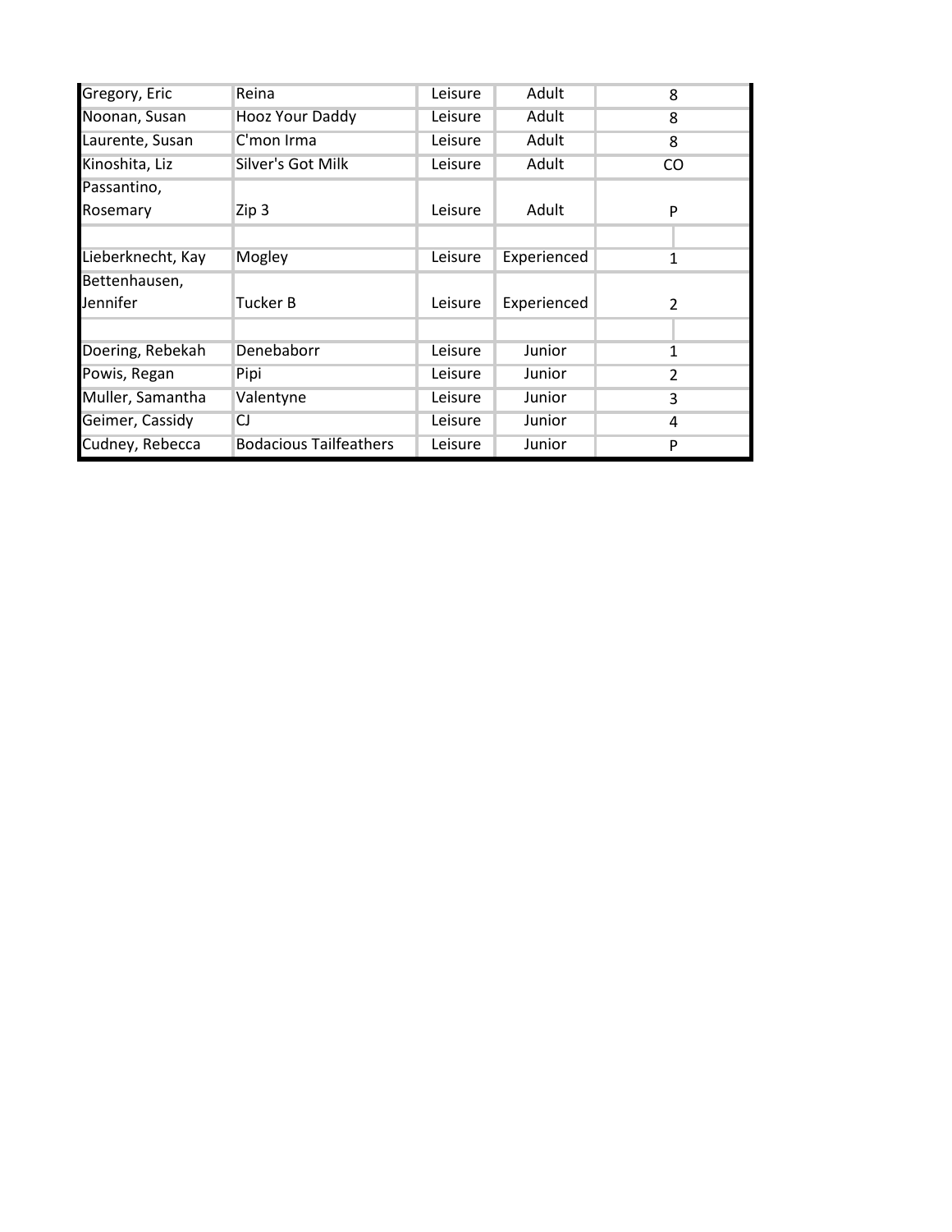| | | | | |
|---|---|---|---|---|
| Gregory, Eric | Reina | Leisure | Adult | 8 |
| Noonan, Susan | Hooz Your Daddy | Leisure | Adult | 8 |
| Laurente, Susan | C'mon Irma | Leisure | Adult | 8 |
| Kinoshita, Liz | Silver's Got Milk | Leisure | Adult | CO |
| Passantino, Rosemary | Zip 3 | Leisure | Adult | P |
| | | | | |
| Lieberknecht, Kay | Mogley | Leisure | Experienced | 1 |
| Bettenhausen, Jennifer | Tucker B | Leisure | Experienced | 2 |
| | | | | |
| Doering, Rebekah | Denebaborr | Leisure | Junior | 1 |
| Powis, Regan | Pipi | Leisure | Junior | 2 |
| Muller, Samantha | Valentyne | Leisure | Junior | 3 |
| Geimer, Cassidy | CJ | Leisure | Junior | 4 |
| Cudney, Rebecca | Bodacious Tailfeathers | Leisure | Junior | P |